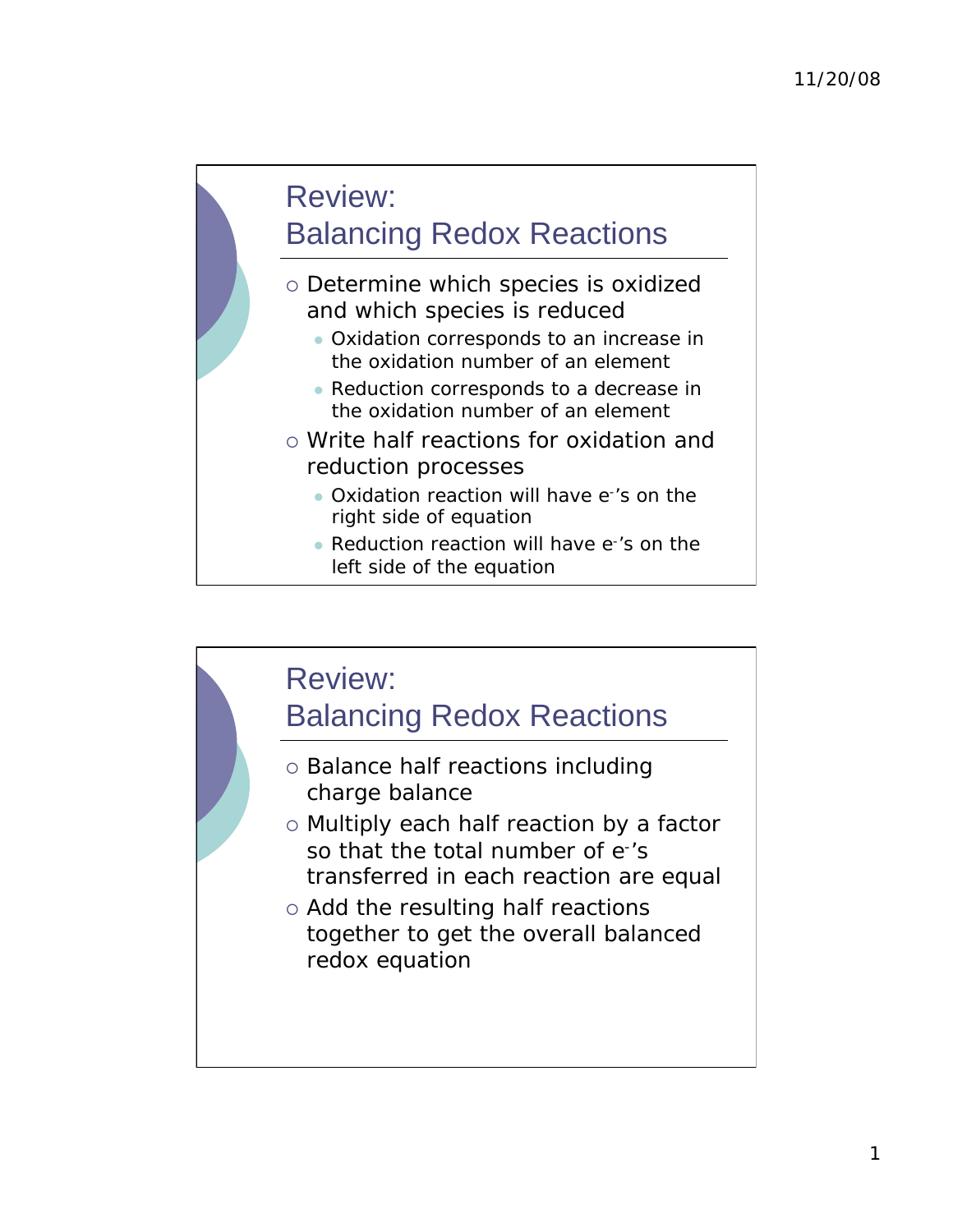## Review: Balancing Redox Reactions

- Determine which species is oxidized and which species is reduced
  - Oxidation corresponds to an increase in the oxidation number of an element
  - Reduction corresponds to a decrease in the oxidation number of an element
- Write half reactions for oxidation and reduction processes
  - Oxidation reaction will have $e^-$'s on the right side of equation
  - Reduction reaction will have $e^-$'s on the left side of the equation

## Review: Balancing Redox Reactions

- Balance half reactions including charge balance
- Multiply each half reaction by a factor so that the total number of $e^-$'s transferred in each reaction are equal
- Add the resulting half reactions together to get the overall balanced redox equation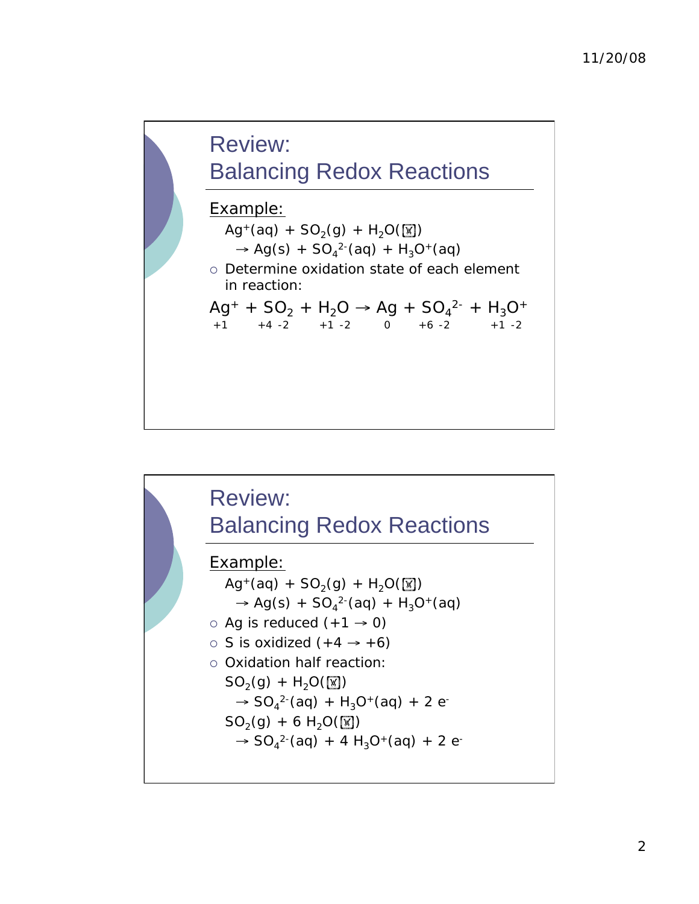## Review: Balancing Redox Reactions

Example:

$Ag^+(aq) + SO_2(g) + H_2O(l)$
$\rightarrow Ag(s) + SO_4^{2-}(aq) + H_3O^+(aq)$

- Determine oxidation state of each element in reaction:

$$\underset{+1}{Ag^+} + \underset{+4\ -2}{SO_2} + \underset{+1\ -2}{H_2O} \rightarrow \underset{0}{Ag} + \underset{+6\ -2}{SO_4^{2-}} + \underset{+1\ -2}{H_3O^+}$$

## Review: Balancing Redox Reactions

Example:

$Ag^+(aq) + SO_2(g) + H_2O(l)$
$\rightarrow Ag(s) + SO_4^{2-}(aq) + H_3O^+(aq)$

- Ag is reduced ($+1 \rightarrow 0$)
- S is oxidized ($+4 \rightarrow +6$)
- Oxidation half reaction:

$SO_2(g) + H_2O(l)$
$\rightarrow SO_4^{2-}(aq) + H_3O^+(aq) + 2\ e^-$

$SO_2(g) + 6\ H_2O(l)$
$\rightarrow SO_4^{2-}(aq) + 4\ H_3O^+(aq) + 2\ e^-$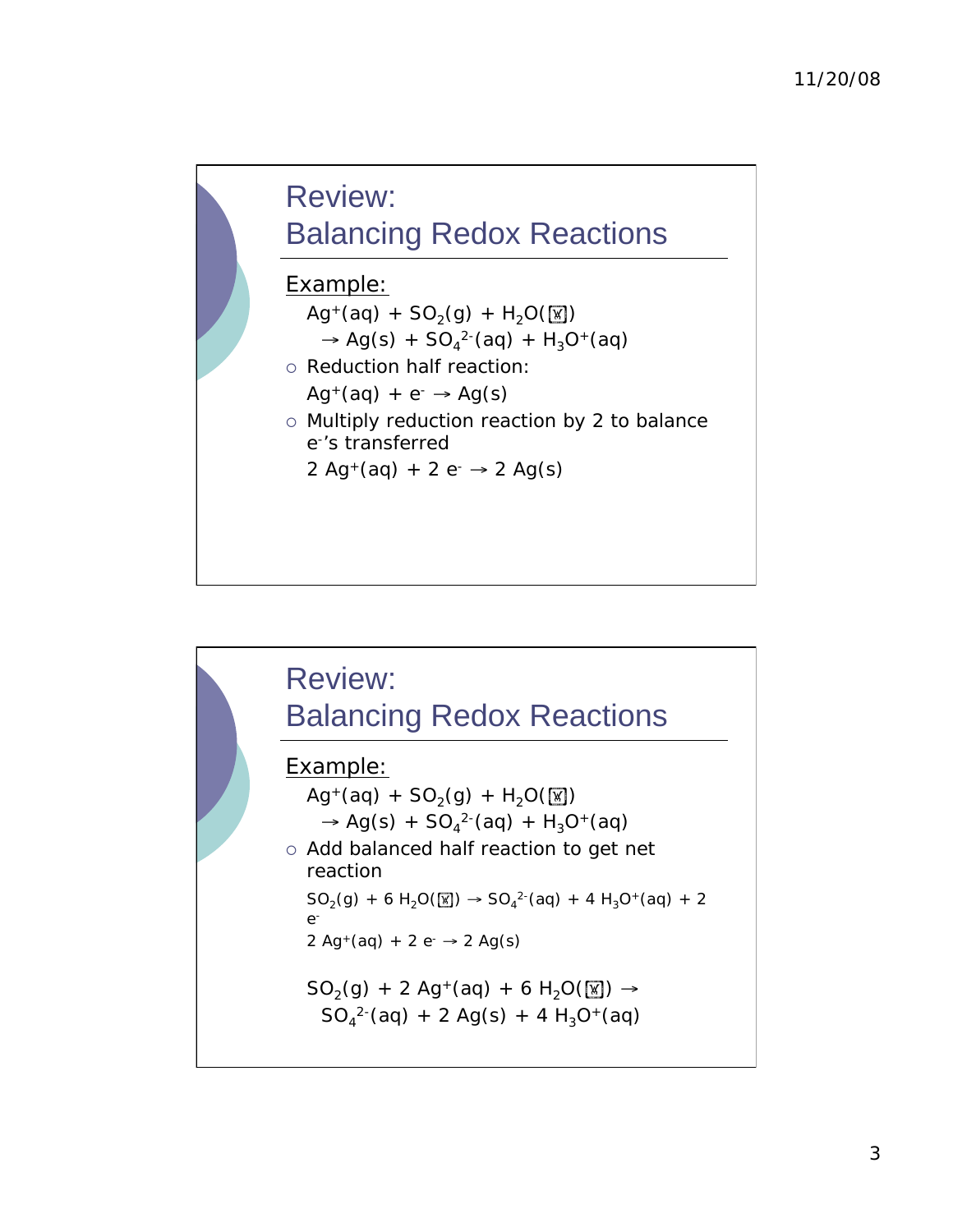## Review: Balancing Redox Reactions

Example:

$Ag^+(aq) + SO_2(g) + H_2O(l)$
$\rightarrow Ag(s) + SO_4^{2-}(aq) + H_3O^+(aq)$

- Reduction half reaction:

  $Ag^+(aq) + e^- \rightarrow Ag(s)$

- Multiply reduction reaction by 2 to balance $e^-$'s transferred

  $2\ Ag^+(aq) + 2\ e^- \rightarrow 2\ Ag(s)$

## Review: Balancing Redox Reactions

Example:

$Ag^+(aq) + SO_2(g) + H_2O(l)$
$\rightarrow Ag(s) + SO_4^{2-}(aq) + H_3O^+(aq)$

- Add balanced half reaction to get net reaction

  $SO_2(g) + 6\ H_2O(l) \rightarrow SO_4^{2-}(aq) + 4\ H_3O^+(aq) + 2\ e^-$

  $2\ Ag^+(aq) + 2\ e^- \rightarrow 2\ Ag(s)$

  $SO_2(g) + 2\ Ag^+(aq) + 6\ H_2O(l) \rightarrow$
  $SO_4^{2-}(aq) + 2\ Ag(s) + 4\ H_3O^+(aq)$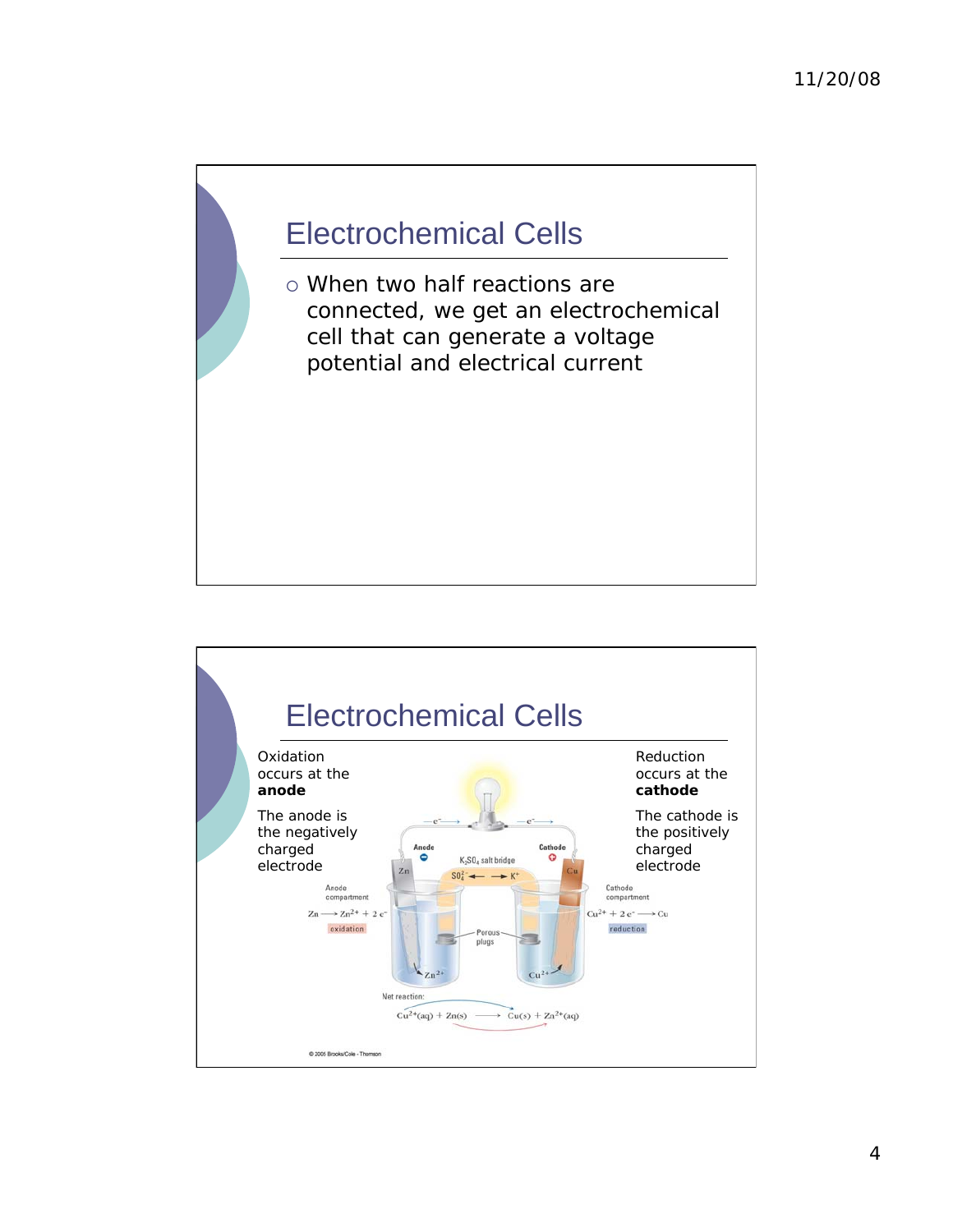## Electrochemical Cells

- When two half reactions are connected, we get an electrochemical cell that can generate a voltage potential and electrical current

## Electrochemical Cells

Oxidation occurs at the **anode**

The anode is the negatively charged electrode

Reduction occurs at the **cathode**

The cathode is the positively charged electrode

Anode compartment

$Zn \longrightarrow Zn^{2+} + 2e^-$

oxidation

Cathode compartment

$Cu^{2+} + 2e^- \longrightarrow Cu$

reduction

$K_2SO_4$ salt bridge

$SO_4^{2-}$ ← → $K^+$

Porous plugs

Net reaction:

$$Cu^{2+}(aq) + Zn(s) \longrightarrow Cu(s) + Zn^{2+}(aq)$$

© 2005 Brooks/Cole - Thomson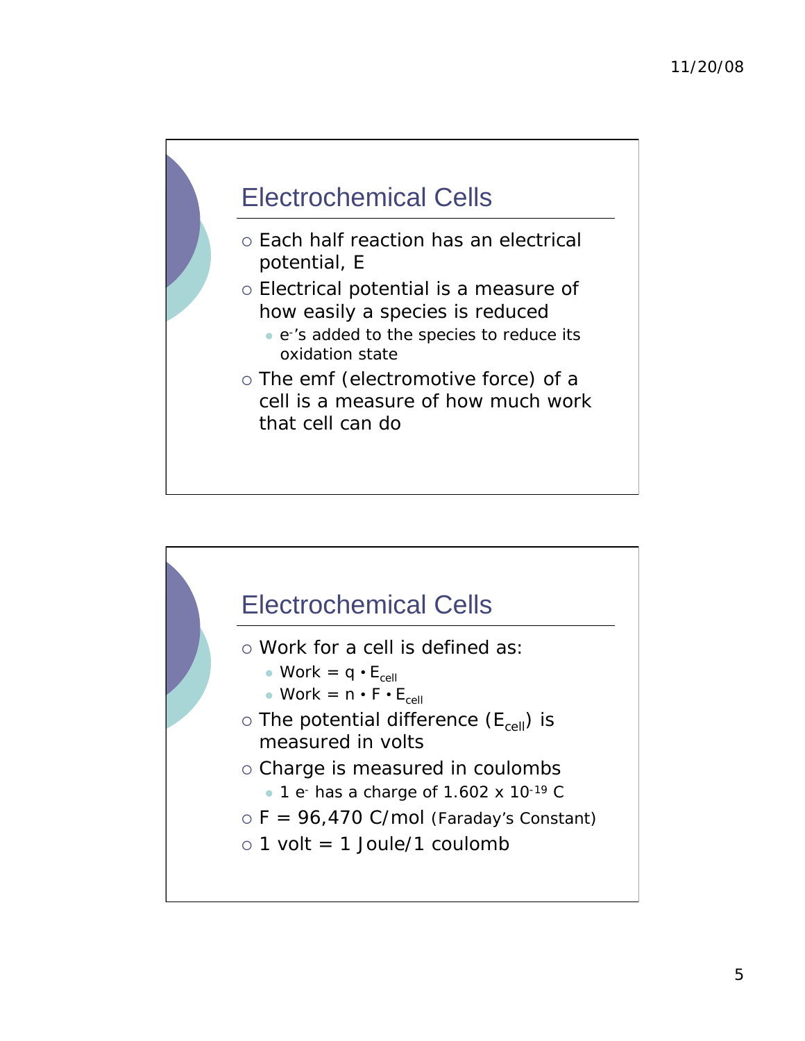## Electrochemical Cells

- Each half reaction has an electrical potential, E
- Electrical potential is a measure of how easily a species is reduced
  - $e^-$'s added to the species to reduce its oxidation state
- The emf (electromotive force) of a cell is a measure of how much work that cell can do

## Electrochemical Cells

- Work for a cell is defined as:
  - Work = $q \cdot E_{cell}$
  - Work = $n \cdot F \cdot E_{cell}$
- The potential difference ($E_{cell}$) is measured in volts
- Charge is measured in coulombs
  - 1 $e^-$ has a charge of $1.602 \times 10^{-19}$ C
- F = 96,470 C/mol (Faraday's Constant)
- 1 volt = 1 Joule/1 coulomb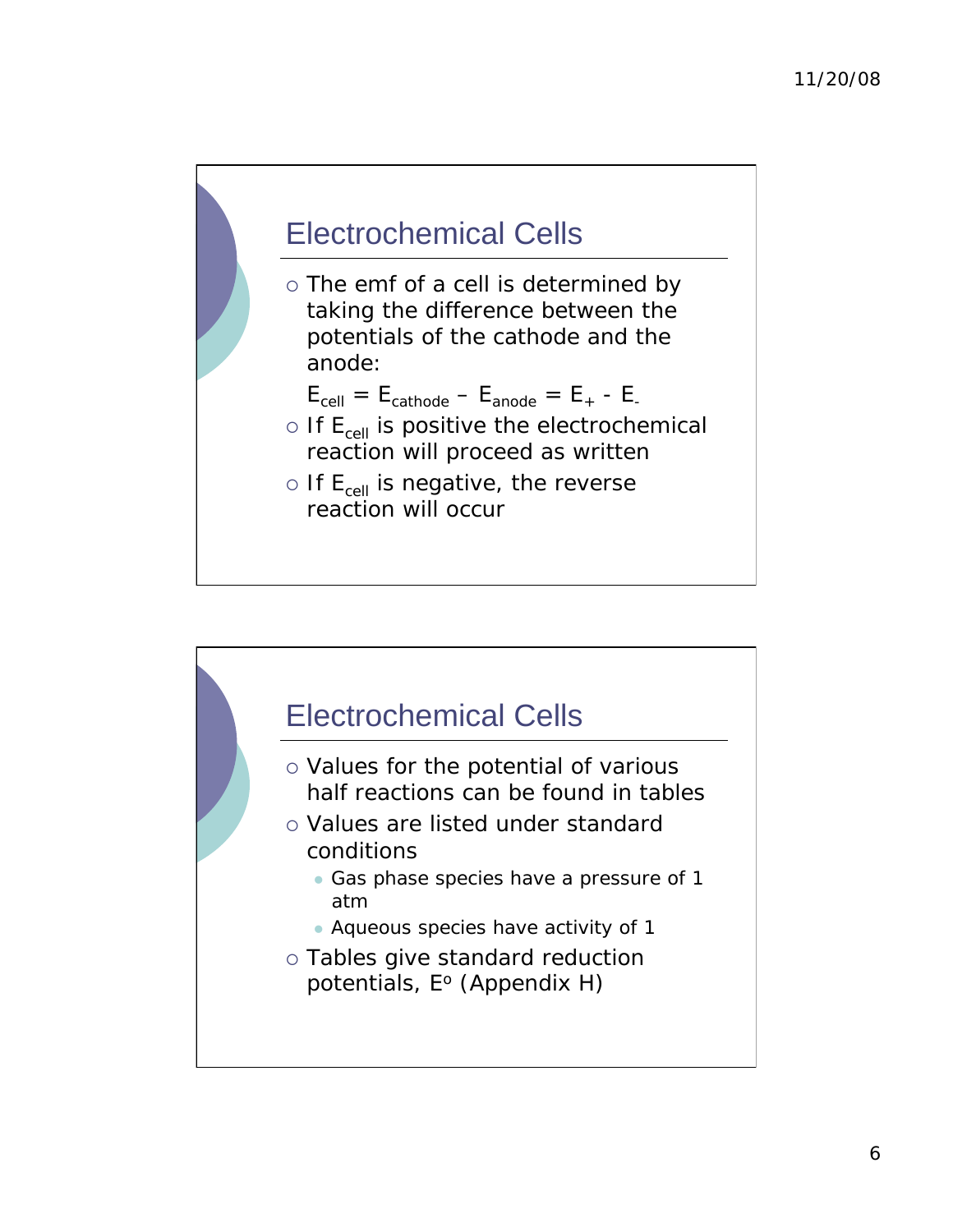## Electrochemical Cells

- The emf of a cell is determined by taking the difference between the potentials of the cathode and the anode:

  $E_{cell} = E_{cathode} – E_{anode} = E_{+} - E_{-}$
- If $E_{cell}$ is positive the electrochemical reaction will proceed as written
- If $E_{cell}$ is negative, the reverse reaction will occur

## Electrochemical Cells

- Values for the potential of various half reactions can be found in tables
- Values are listed under standard conditions
  - Gas phase species have a pressure of 1 atm
  - Aqueous species have activity of 1
- Tables give standard reduction potentials, $E^o$ (Appendix H)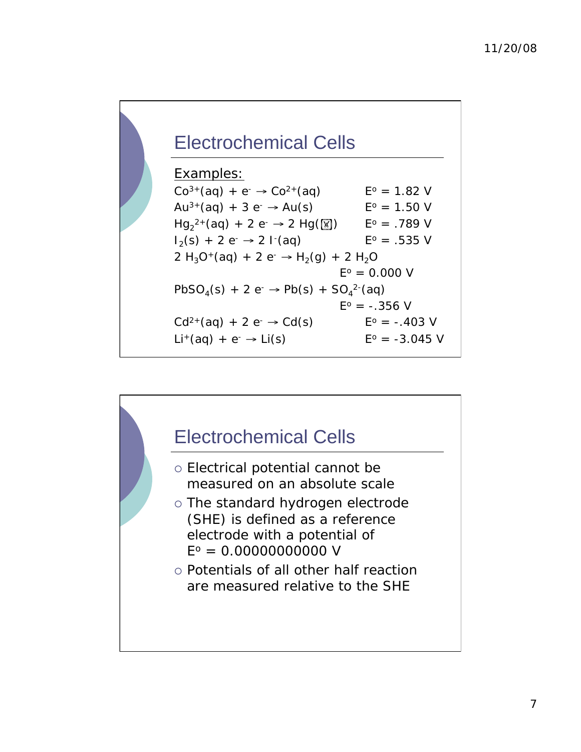## Electrochemical Cells

Examples:

$Co^{3+}(aq) + e^- \rightarrow Co^{2+}(aq)$ $E^o = 1.82$ V

$Au^{3+}(aq) + 3\,e^- \rightarrow Au(s)$ $E^o = 1.50$ V

$Hg_2^{2+}(aq) + 2\,e^- \rightarrow 2\,Hg(\ell)$ $E^o = .789$ V

$I_2(s) + 2\,e^- \rightarrow 2\,I^-(aq)$ $E^o = .535$ V

$2\,H_3O^+(aq) + 2\,e^- \rightarrow H_2(g) + 2\,H_2O$ $E^o = 0.000$ V

$PbSO_4(s) + 2\,e^- \rightarrow Pb(s) + SO_4^{2-}(aq)$ $E^o = -.356$ V

$Cd^{2+}(aq) + 2\,e^- \rightarrow Cd(s)$ $E^o = -.403$ V

$Li^+(aq) + e^- \rightarrow Li(s)$ $E^o = -3.045$ V

## Electrochemical Cells

- Electrical potential cannot be measured on an absolute scale
- The standard hydrogen electrode (SHE) is defined as a reference electrode with a potential of $E^o = 0.00000000000$ V
- Potentials of all other half reaction are measured relative to the SHE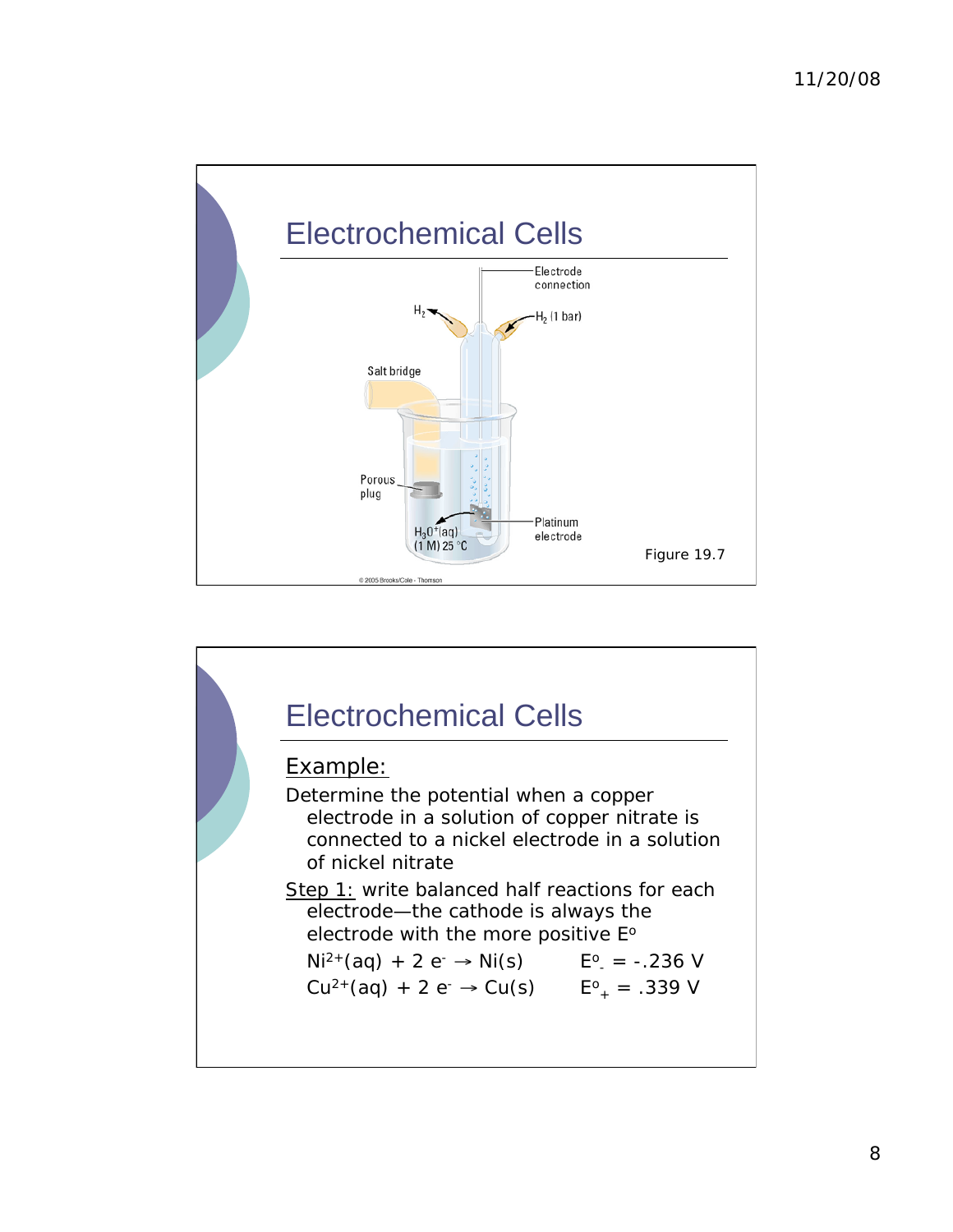# Electrochemical Cells

Electrode connection

$H_2$

$H_2$ (1 bar)

Salt bridge

Porous plug

$H_3O^+$(aq) (1 M) 25 °C

Platinum electrode

Figure 19.7

© 2005 Brooks/Cole - Thomson

# Electrochemical Cells

Example:

Determine the potential when a copper electrode in a solution of copper nitrate is connected to a nickel electrode in a solution of nickel nitrate

Step 1: write balanced half reactions for each electrode—the cathode is always the electrode with the more positive E°

$Ni^{2+}(aq) + 2\ e^- \rightarrow Ni(s)$ $\quad E^o_- = -.236$ V

$Cu^{2+}(aq) + 2\ e^- \rightarrow Cu(s)$ $\quad E^o_+ = .339$ V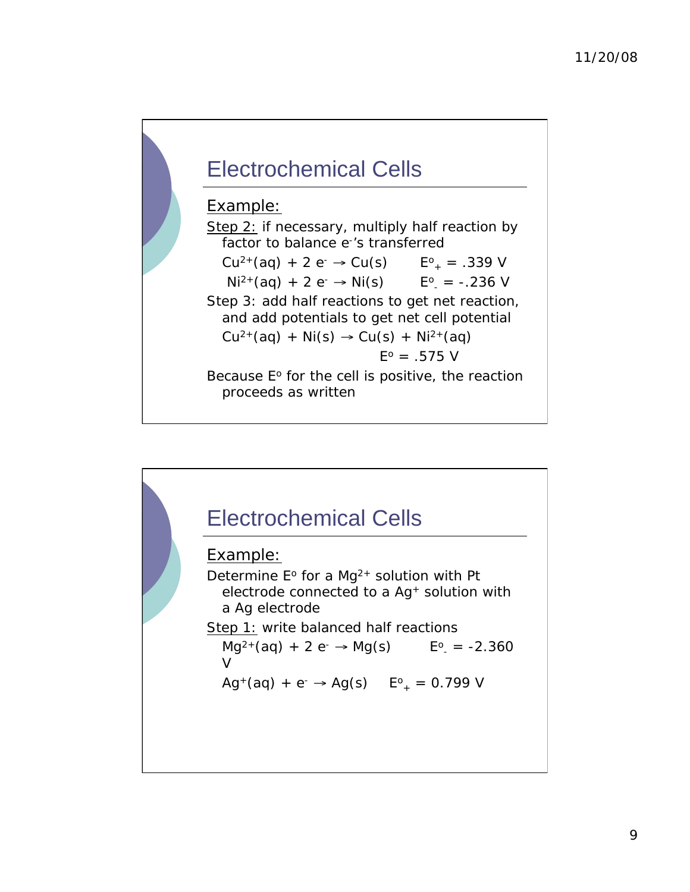## Electrochemical Cells

Example:

Step 2: if necessary, multiply half reaction by factor to balance $e^-$'s transferred

$Cu^{2+}(aq) + 2\ e^- \rightarrow Cu(s)$ $E^o_+ = .339$ V

$Ni^{2+}(aq) + 2\ e^- \rightarrow Ni(s)$ $E^o_- = -.236$ V

Step 3: add half reactions to get net reaction, and add potentials to get net cell potential

$Cu^{2+}(aq) + Ni(s) \rightarrow Cu(s) + Ni^{2+}(aq)$

$E^o = .575$ V

Because $E^o$ for the cell is positive, the reaction proceeds as written

## Electrochemical Cells

Example:

Determine $E^o$ for a $Mg^{2+}$ solution with Pt electrode connected to a $Ag^+$ solution with a Ag electrode

Step 1: write balanced half reactions

$Mg^{2+}(aq) + 2\ e^- \rightarrow Mg(s)$ $E^o_- = -2.360$ V

$Ag^+(aq) + e^- \rightarrow Ag(s)$ $E^o_+ = 0.799$ V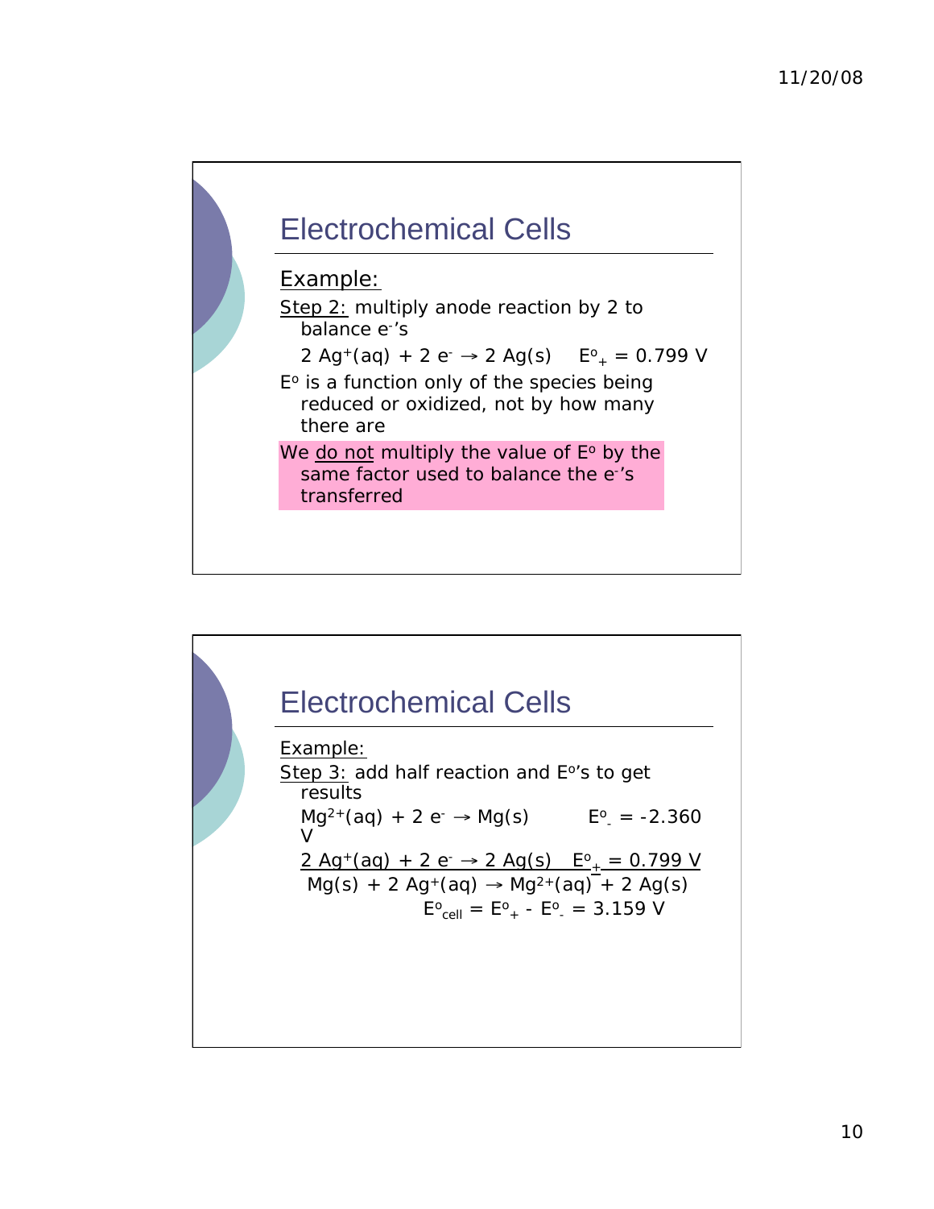## Electrochemical Cells

Example:

Step 2: multiply anode reaction by 2 to balance $e^-$'s

$$2\,Ag^+(aq) + 2\,e^- \rightarrow 2\,Ag(s) \qquad E^o_+ = 0.799\ V$$

$E^o$ is a function only of the species being reduced or oxidized, not by how many there are

**We do not multiply the value of $E^o$ by the same factor used to balance the $e^-$'s transferred**

## Electrochemical Cells

Example:

Step 3: add half reaction and $E^o$'s to get results

$$Mg^{2+}(aq) + 2\,e^- \rightarrow Mg(s) \qquad E^o_- = -2.360\ V$$

$$2\,Ag^+(aq) + 2\,e^- \rightarrow 2\,Ag(s) \qquad E^o_+ = 0.799\ V$$

$$Mg(s) + 2\,Ag^+(aq) \rightarrow Mg^{2+}(aq) + 2\,Ag(s)$$

$$E^o_{cell} = E^o_+ - E^o_- = 3.159\ V$$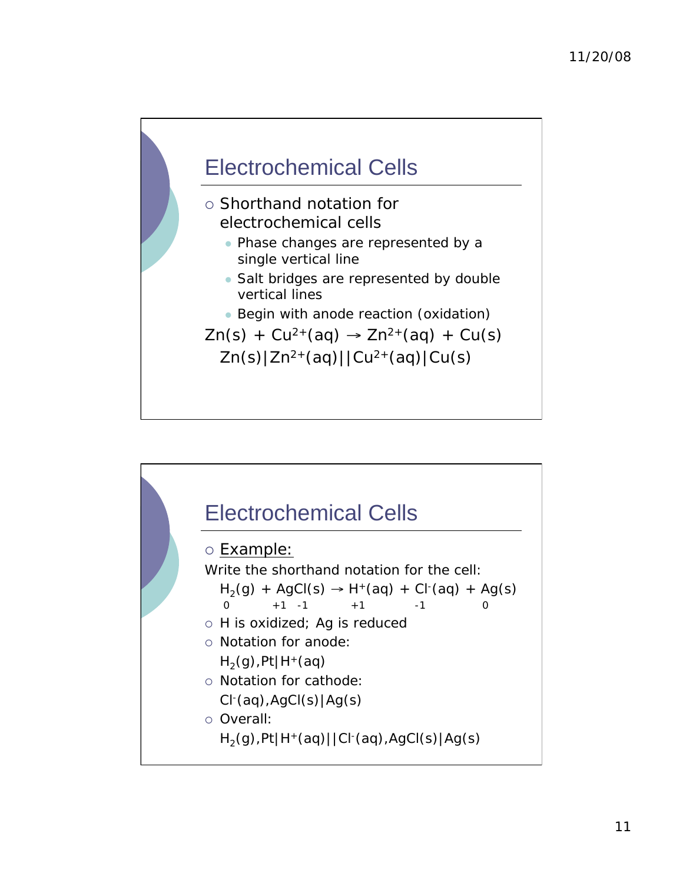## Electrochemical Cells

- Shorthand notation for electrochemical cells
  - Phase changes are represented by a single vertical line
  - Salt bridges are represented by double vertical lines
  - Begin with anode reaction (oxidation)

$Zn(s) + Cu^{2+}(aq) \rightarrow Zn^{2+}(aq) + Cu(s)$

$Zn(s)|Zn^{2+}(aq)||Cu^{2+}(aq)|Cu(s)$

## Electrochemical Cells

- Example:

Write the shorthand notation for the cell:

$H_2(g) + AgCl(s) \rightarrow H^+(aq) + Cl^-(aq) + Ag(s)$

0 +1 -1 +1 -1 0

- H is oxidized; Ag is reduced
- Notation for anode:

  $H_2(g),Pt|H^+(aq)$
- Notation for cathode:

  $Cl^-(aq),AgCl(s)|Ag(s)$
- Overall:

  $H_2(g),Pt|H^+(aq)||Cl^-(aq),AgCl(s)|Ag(s)$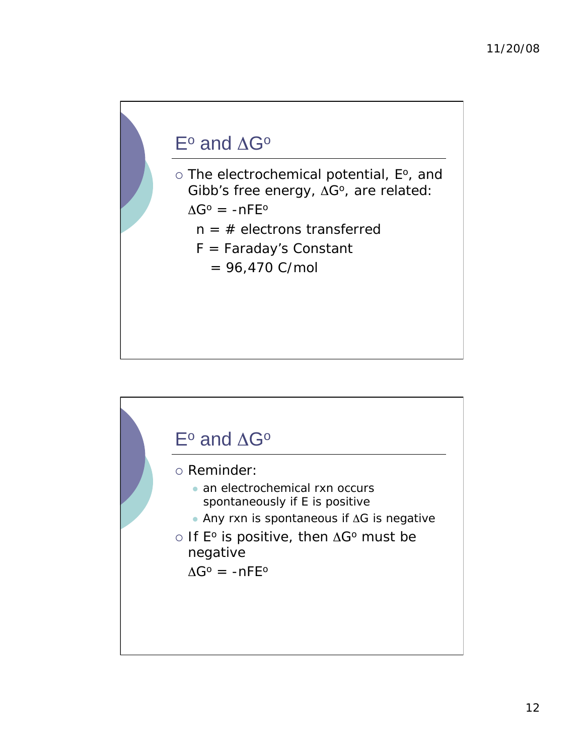## $E^o$ and $\Delta G^o$

- The electrochemical potential, $E^o$, and Gibb's free energy, $\Delta G^o$, are related:

  $\Delta G^o = -nFE^o$

  n = # electrons transferred

  F = Faraday's Constant

  = 96,470 C/mol

## $E^o$ and $\Delta G^o$

- Reminder:
  - an electrochemical rxn occurs spontaneously if E is positive
  - Any rxn is spontaneous if $\Delta G$ is negative
- If $E^o$ is positive, then $\Delta G^o$ must be negative

  $\Delta G^o = -nFE^o$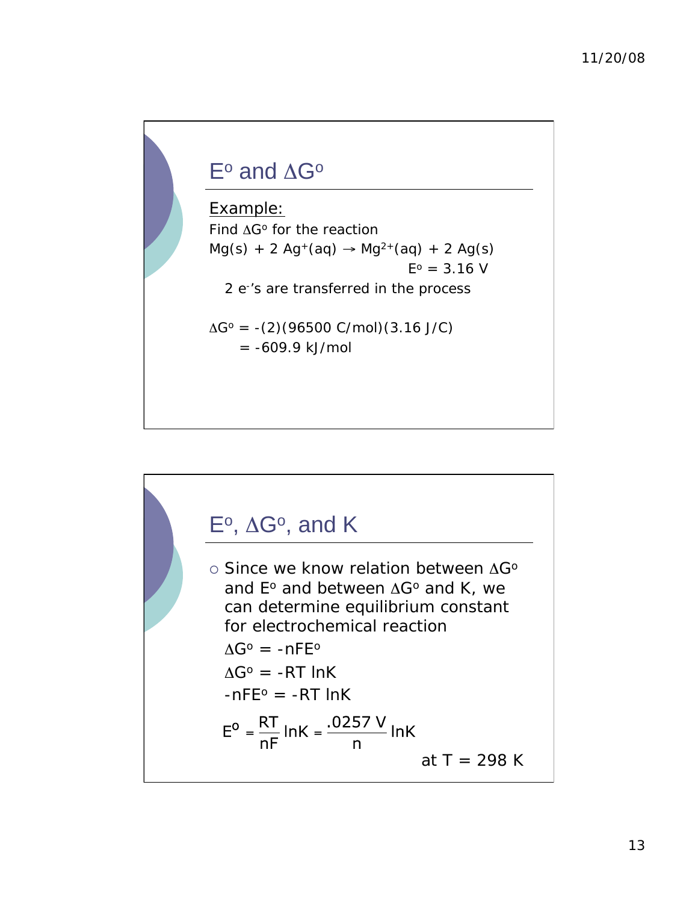## $E^o$ and $\Delta G^o$

Example:

Find $\Delta G^o$ for the reaction

$Mg(s) + 2\ Ag^+(aq) \rightarrow Mg^{2+}(aq) + 2\ Ag(s)$

$E^o = 3.16$ V

2 $e^-$'s are transferred in the process

$\Delta G^o = -(2)(96500\ C/mol)(3.16\ J/C)$

$= -609.9$ kJ/mol

## $E^o$, $\Delta G^o$, and K

- Since we know relation between $\Delta G^o$ and $E^o$ and between $\Delta G^o$ and K, we can determine equilibrium constant for electrochemical reaction

  $\Delta G^o = -nFE^o$

  $\Delta G^o = -RT \ln K$

  $-nFE^o = -RT \ln K$

$$E^o = \frac{RT}{nF} \ln K = \frac{.0257\ V}{n} \ln K$$

at T = 298 K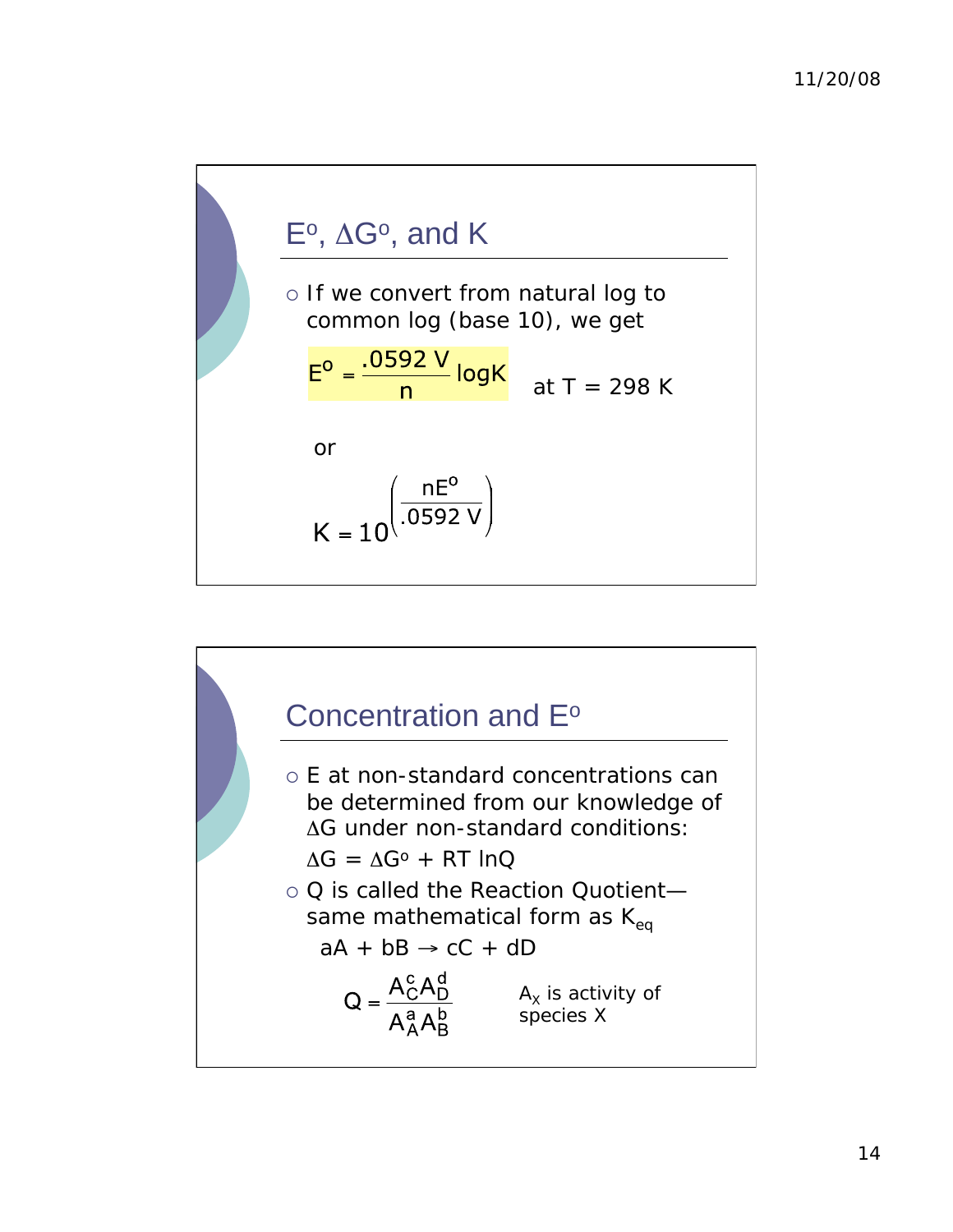## $E^o$, $\Delta G^o$, and K

- If we convert from natural log to common log (base 10), we get

$$E^o = \frac{.0592\ V}{n}\log K \quad \text{at } T = 298\ K$$

or

$$K = 10^{\left(\frac{nE^o}{.0592\ V}\right)}$$

## Concentration and $E^o$

- E at non-standard concentrations can be determined from our knowledge of $\Delta G$ under non-standard conditions:

  $\Delta G = \Delta G^o + RT \ln Q$

- Q is called the Reaction Quotient—same mathematical form as $K_{eq}$

  $aA + bB \rightarrow cC + dD$

$$Q = \frac{A_C^c A_D^d}{A_A^a A_B^b}$$

$A_X$ is activity of species X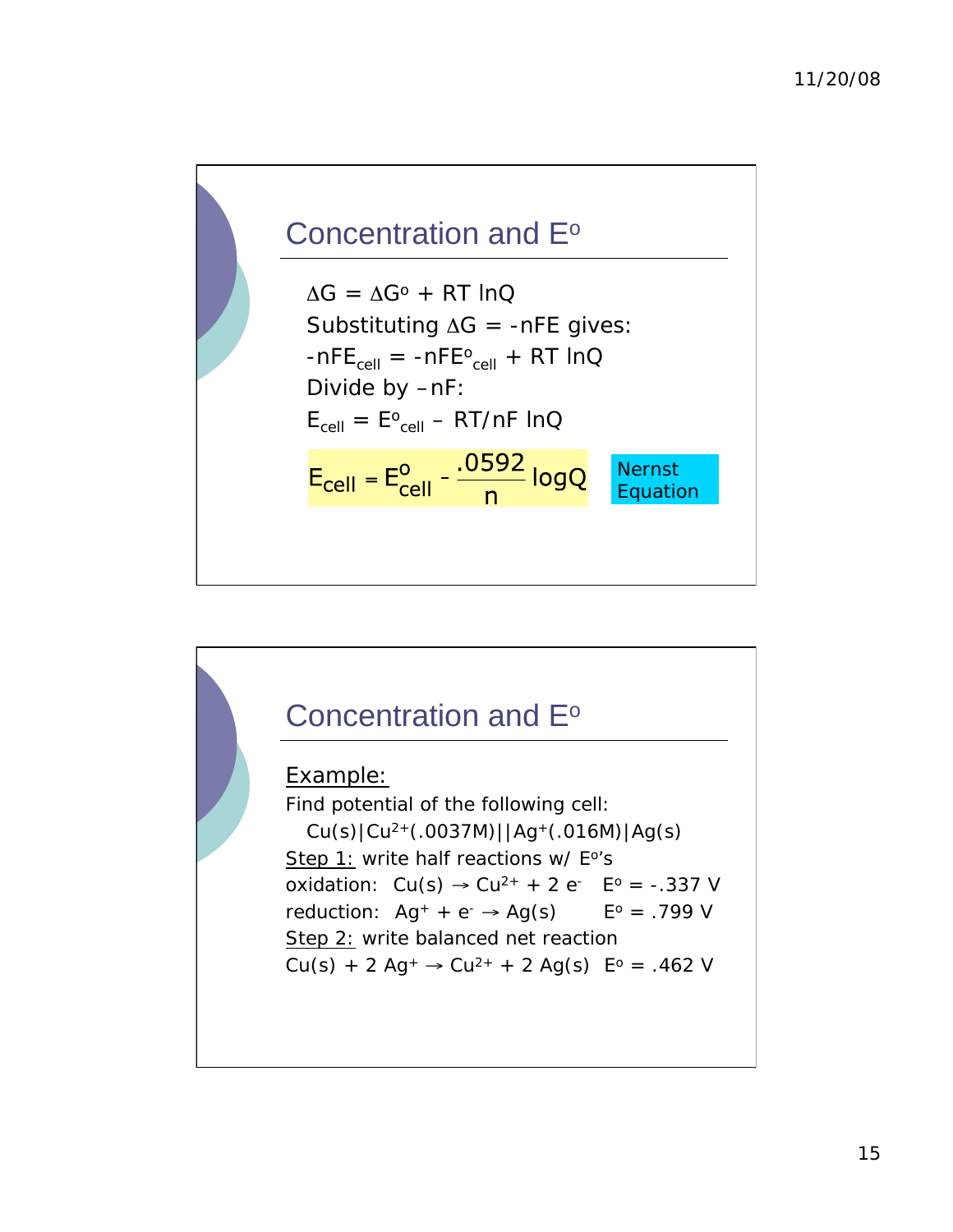## Concentration and E°

$\Delta G = \Delta G^o + RT \ln Q$

Substituting $\Delta G = -nFE$ gives:

$-nFE_{cell} = -nFE^o_{cell} + RT \ln Q$

Divide by –nF:

$E_{cell} = E^o_{cell} - RT/nF \ln Q$

$$E_{cell} = E^o_{cell} - \frac{.0592}{n} \log Q$$

Nernst Equation

## Concentration and E°

Example:

Find potential of the following cell:

$Cu(s)|Cu^{2+}(.0037M)||Ag^{+}(.016M)|Ag(s)$

Step 1: write half reactions w/ E°'s

oxidation: $Cu(s) \rightarrow Cu^{2+} + 2\,e^-$  $E^o = -.337$ V

reduction: $Ag^+ + e^- \rightarrow Ag(s)$  $E^o = .799$ V

Step 2: write balanced net reaction

$Cu(s) + 2\,Ag^+ \rightarrow Cu^{2+} + 2\,Ag(s)$  $E^o = .462$ V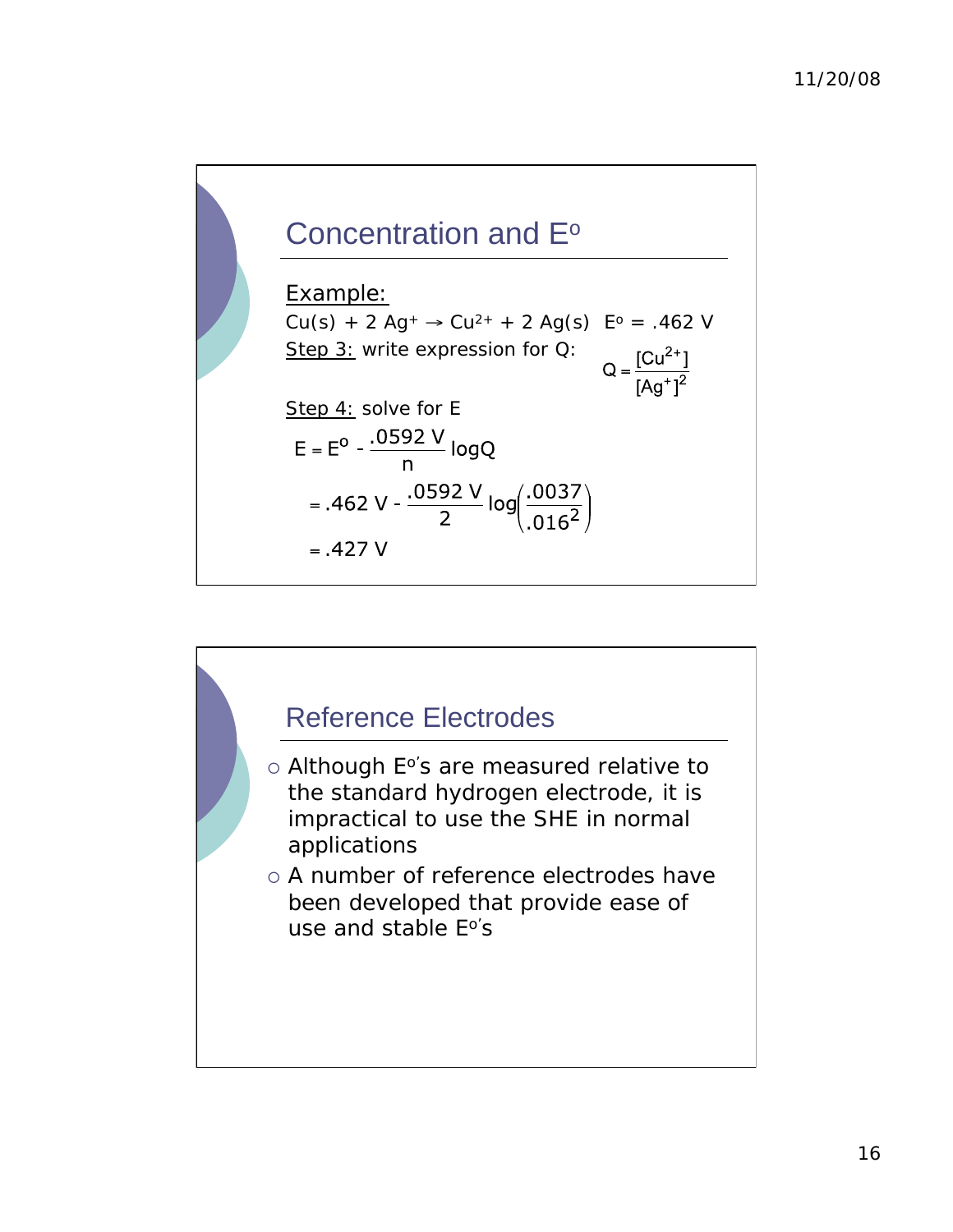## Concentration and E°

Example:

$Cu(s) + 2\,Ag^{+} \rightarrow Cu^{2+} + 2\,Ag(s)$   $E^{o} = .462\ V$

Step 3: write expression for Q:

$$Q = \frac{[Cu^{2+}]}{[Ag^{+}]^{2}}$$

Step 4: solve for E

$$E = E^{o} - \frac{.0592\ V}{n}\log Q$$

$$= .462\ V - \frac{.0592\ V}{2}\log\left(\frac{.0037}{.016^{2}}\right)$$

$$= .427\ V$$

## Reference Electrodes

- Although E°'s are measured relative to the standard hydrogen electrode, it is impractical to use the SHE in normal applications
- A number of reference electrodes have been developed that provide ease of use and stable E°'s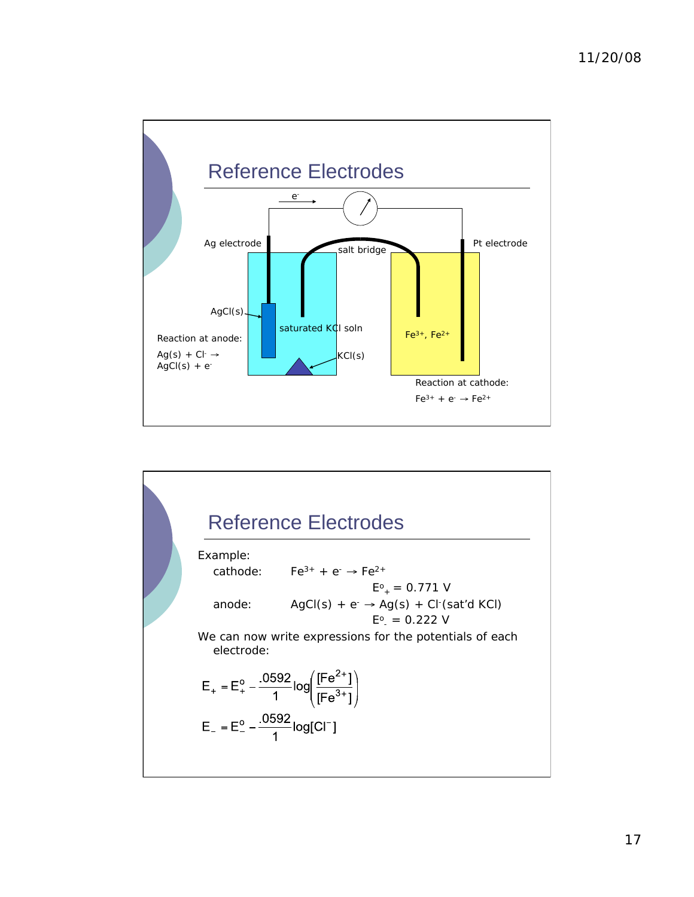## Reference Electrodes

e⁻

Ag electrode

salt bridge

Pt electrode

AgCl(s)

saturated KCl soln

$Fe^{3+}$, $Fe^{2+}$

KCl(s)

Reaction at anode:

$Ag(s) + Cl^- \rightarrow AgCl(s) + e^-$

Reaction at cathode:

$Fe^{3+} + e^- \rightarrow Fe^{2+}$

## Reference Electrodes

Example:

cathode: $Fe^{3+} + e^- \rightarrow Fe^{2+}$

$E^o_+ = 0.771$ V

anode: $AgCl(s) + e^- \rightarrow Ag(s) + Cl^-$(sat'd KCl)

$E^o_- = 0.222$ V

We can now write expressions for the potentials of each electrode:

$$E_+ = E_+^o - \frac{.0592}{1}\log\left(\frac{[Fe^{2+}]}{[Fe^{3+}]}\right)$$

$$E_- = E_-^o - \frac{.0592}{1}\log[Cl^-]$$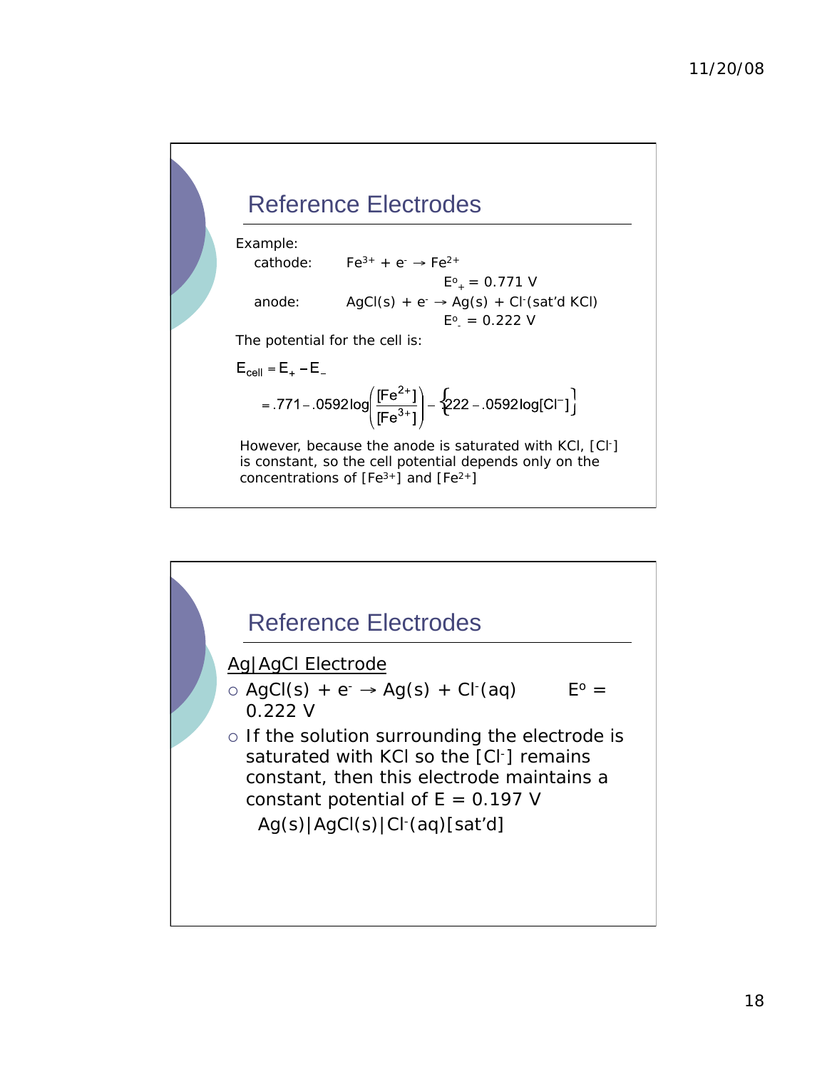## Reference Electrodes

Example:

cathode: $Fe^{3+} + e^- \rightarrow Fe^{2+}$

$E^o_+ = 0.771$ V

anode: $AgCl(s) + e^- \rightarrow Ag(s) + Cl^-$(sat'd KCl)

$E^o_- = 0.222$ V

The potential for the cell is:

$$E_{cell} = E_+ - E_-$$

$$= .771 - .0592\log\left(\frac{[Fe^{2+}]}{[Fe^{3+}]}\right) - \left\{.222 - .0592\log[Cl^-]\right\}$$

However, because the anode is saturated with KCl, $[Cl^-]$ is constant, so the cell potential depends only on the concentrations of $[Fe^{3+}]$ and $[Fe^{2+}]$

## Reference Electrodes

Ag|AgCl Electrode

- $AgCl(s) + e^- \rightarrow Ag(s) + Cl^-(aq)$ $E^o = 0.222$ V
- If the solution surrounding the electrode is saturated with KCl so the $[Cl^-]$ remains constant, then this electrode maintains a constant potential of E = 0.197 V

  $Ag(s)|AgCl(s)|Cl^-(aq)$[sat'd]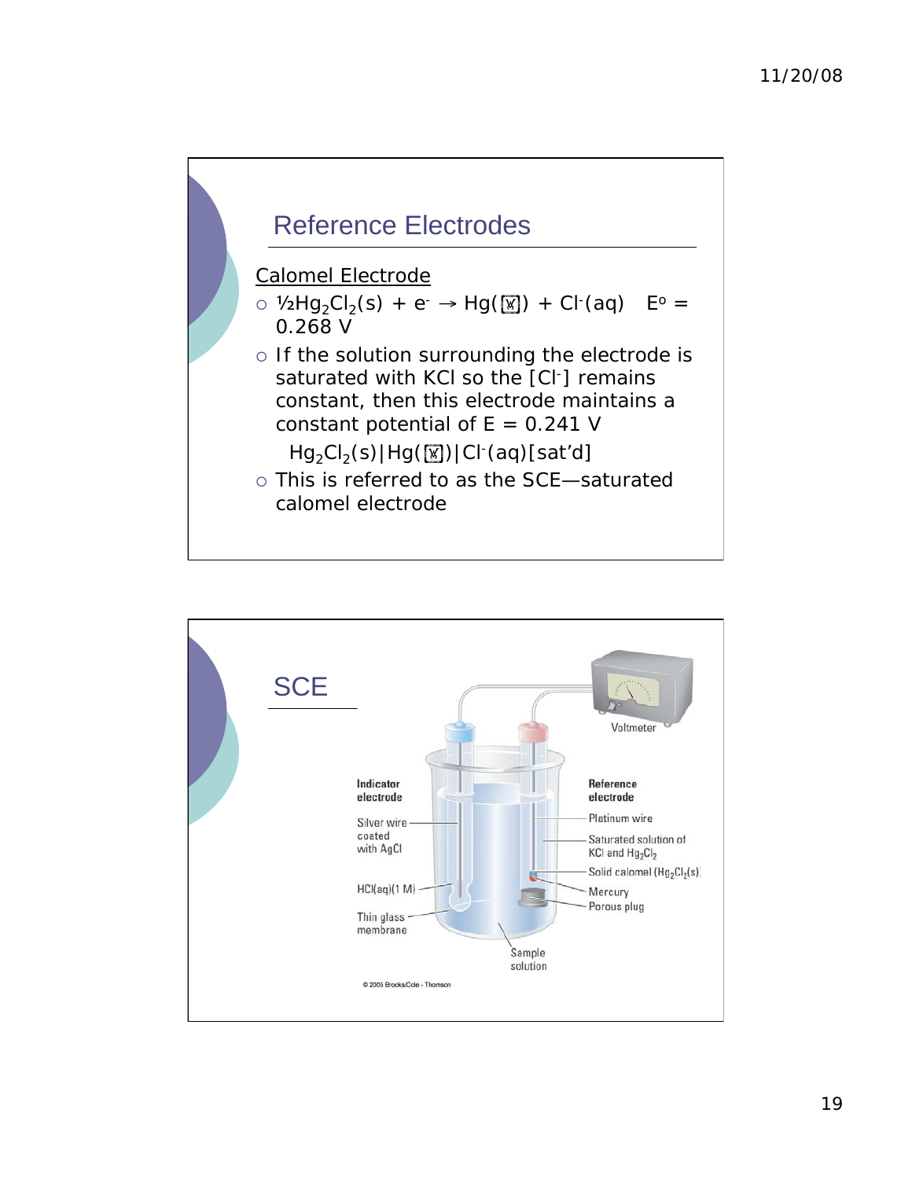## Reference Electrodes

Calomel Electrode

- $\frac{1}{2}Hg_2Cl_2(s) + e^- \rightarrow Hg(\ell) + Cl^-(aq)$ $E^o = 0.268$ V
- If the solution surrounding the electrode is saturated with KCl so the $[Cl^-]$ remains constant, then this electrode maintains a constant potential of E = 0.241 V

  $Hg_2Cl_2(s)|Hg(\ell)|Cl^-(aq)$[sat'd]
- This is referred to as the SCE—saturated calomel electrode

## SCE

Indicator electrode

Silver wire coated with AgCl

HCl(aq)(1 M)

Thin glass membrane

Sample solution

Voltmeter

Reference electrode

Platinum wire

Saturated solution of KCl and $Hg_2Cl_2$

Solid calomel ($Hg_2Cl_2(s)$)

Mercury

Porous plug

© 2005 Brooks/Cole - Thomson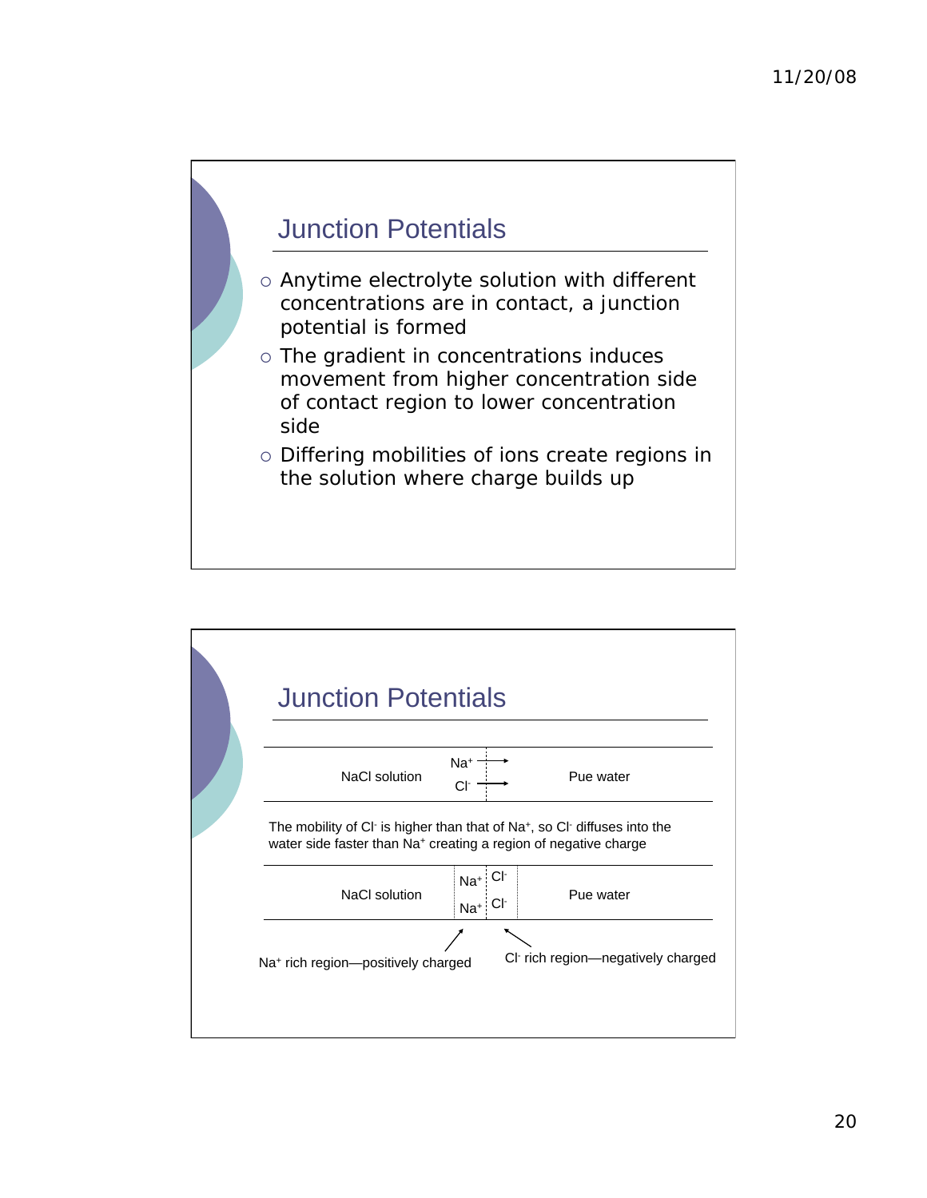## Junction Potentials

- Anytime electrolyte solution with different concentrations are in contact, a junction potential is formed
- The gradient in concentrations induces movement from higher concentration side of contact region to lower concentration side
- Differing mobilities of ions create regions in the solution where charge builds up

## Junction Potentials

NaCl solution | $Na^+$ → $Cl^-$ → | Pue water

The mobility of $Cl^-$ is higher than that of $Na^+$, so $Cl^-$ diffuses into the water side faster than $Na^+$ creating a region of negative charge

NaCl solution | $Na^+$ $Na^+$ | $Cl^-$ $Cl^-$ | Pue water

$Na^+$ rich region—positively charged

$Cl^-$ rich region—negatively charged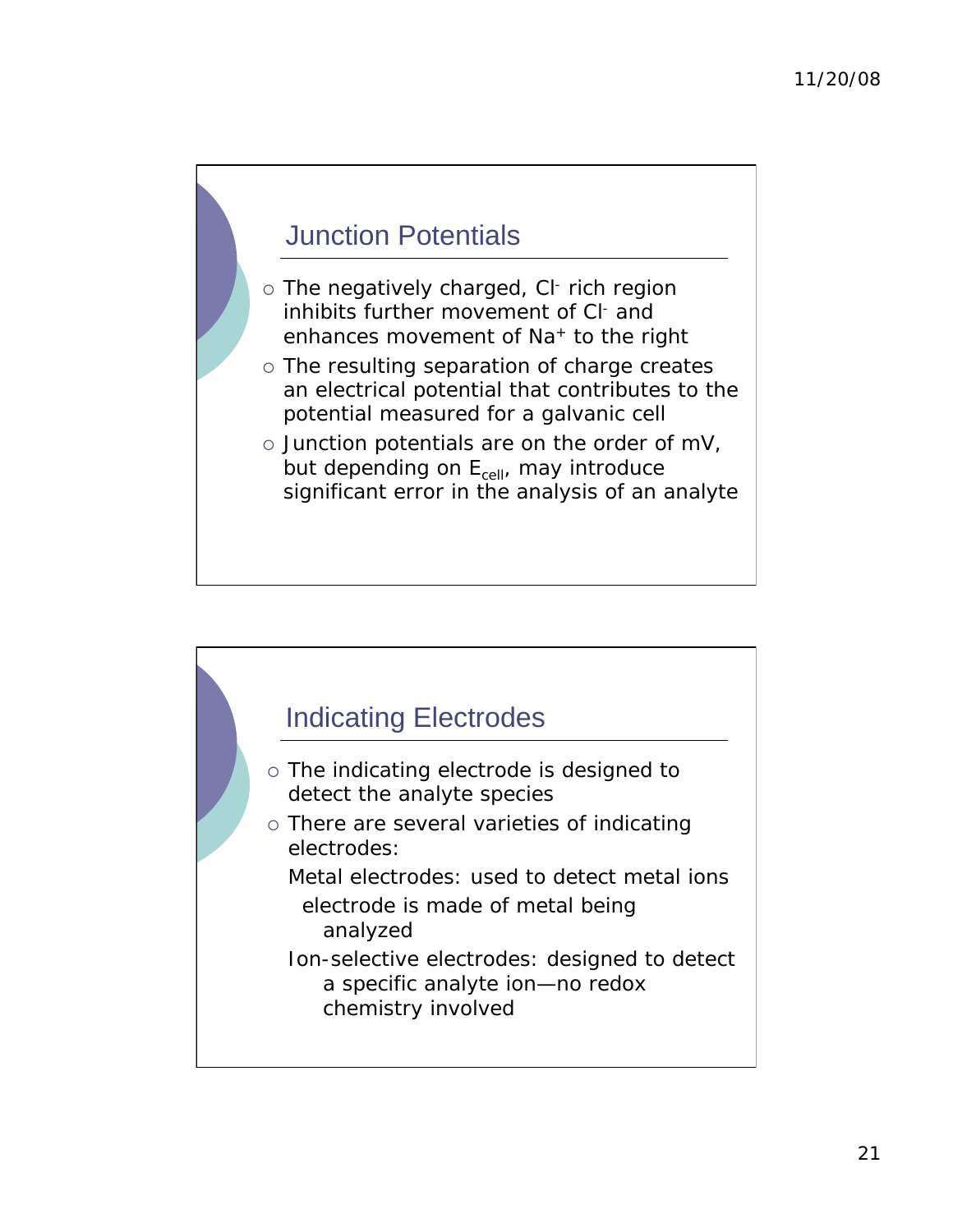## Junction Potentials

- The negatively charged, $Cl^-$ rich region inhibits further movement of $Cl^-$ and enhances movement of $Na^+$ to the right
- The resulting separation of charge creates an electrical potential that contributes to the potential measured for a galvanic cell
- Junction potentials are on the order of mV, but depending on $E_{cell}$, may introduce significant error in the analysis of an analyte

## Indicating Electrodes

- The indicating electrode is designed to detect the analyte species
- There are several varieties of indicating electrodes:
  - Metal electrodes: used to detect metal ions
    - electrode is made of metal being analyzed
  - Ion-selective electrodes: designed to detect a specific analyte ion—no redox chemistry involved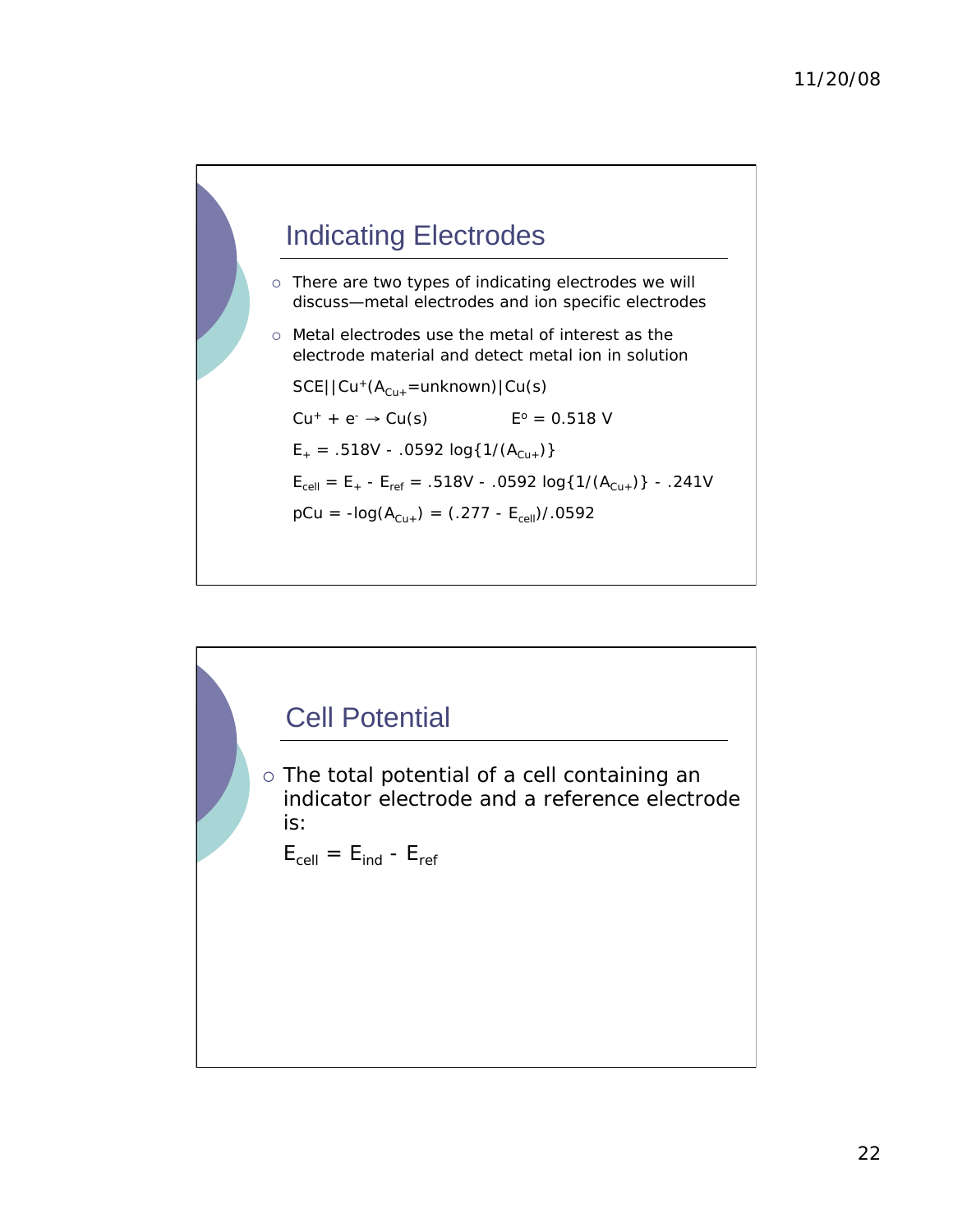## Indicating Electrodes

- There are two types of indicating electrodes we will discuss—metal electrodes and ion specific electrodes
- Metal electrodes use the metal of interest as the electrode material and detect metal ion in solution

  $SCE||Cu^{+}(A_{Cu+}=\text{unknown})|Cu(s)$

  $Cu^{+} + e^{-} \rightarrow Cu(s)$ $\quad\quad E^{o} = 0.518\ V$

  $E_{+} = .518V - .0592 \log\{1/(A_{Cu+})\}$

  $E_{cell} = E_{+} - E_{ref} = .518V - .0592 \log\{1/(A_{Cu+})\} - .241V$

  $pCu = -\log(A_{Cu+}) = (.277 - E_{cell})/.0592$

## Cell Potential

- The total potential of a cell containing an indicator electrode and a reference electrode is:

  $E_{cell} = E_{ind} - E_{ref}$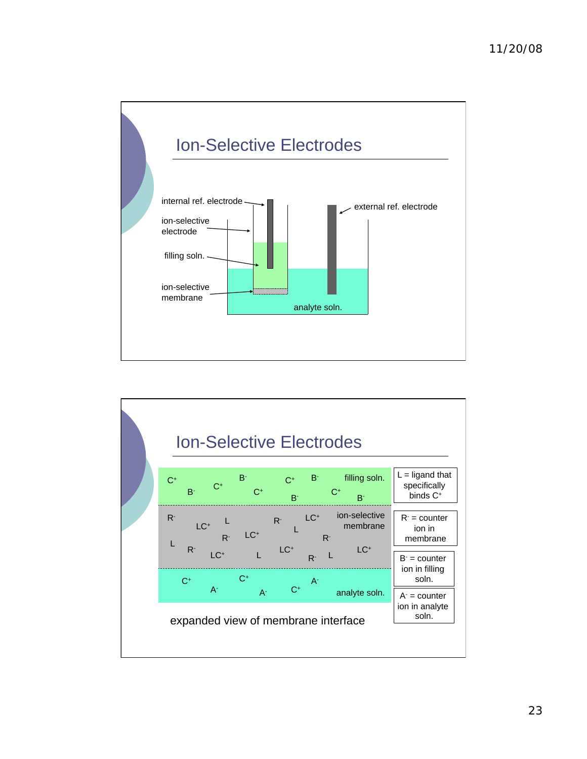## Ion-Selective Electrodes

internal ref. electrode

ion-selective electrode

filling soln.

ion-selective membrane

external ref. electrode

analyte soln.

## Ion-Selective Electrodes

filling soln.: $C^+$ $B^-$ $C^+$ $B^-$ $C^+$ $C^+$ $B^-$ $B^-$ $C^+$ $B^-$

ion-selective membrane: $R^-$ $LC^+$ L $R^-$ $LC^+$ $R^-$ L $LC^+$ L $R^-$ $LC^+$ L $LC^+$ $R^-$ $R^-$ L $LC^+$

analyte soln.: $C^+$ $A^-$ $C^+$ $A^-$ $C^+$ $A^-$

L = ligand that specifically binds $C^+$

$R^-$ = counter ion in membrane

$B^-$ = counter ion in filling soln.

$A^-$ = counter ion in analyte soln.

expanded view of membrane interface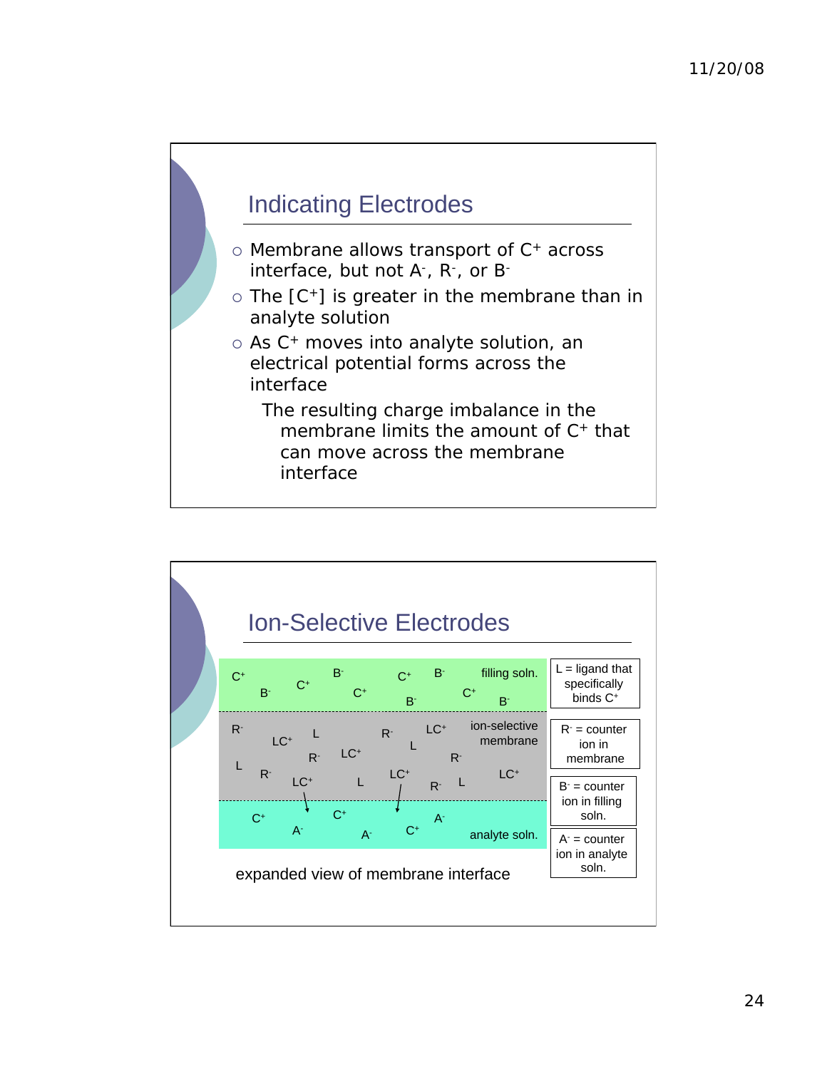## Indicating Electrodes

- Membrane allows transport of $C^+$ across interface, but not $A^-$, $R^-$, or $B^-$
- The $[C^+]$ is greater in the membrane than in analyte solution
- As $C^+$ moves into analyte solution, an electrical potential forms across the interface

  The resulting charge imbalance in the membrane limits the amount of $C^+$ that can move across the membrane interface

## Ion-Selective Electrodes

filling soln.: $C^+$ $B^-$ $C^+$ $B^-$ $C^+$ $C^+$ $B^-$ $B^-$ $C^+$ $B^-$

ion-selective membrane: $R^-$ $LC^+$ L $R^-$ $LC^+$ L $R^-$ $LC^+$ L $R^-$ $LC^+$ $R^-$ $LC^+$ L $R^-$ L $LC^+$

analyte soln.: $C^+$ $A^-$ $C^+$ $A^-$ $C^+$ $A^-$

expanded view of membrane interface

- L = ligand that specifically binds $C^+$
- $R^-$ = counter ion in membrane
- $B^-$ = counter ion in filling soln.
- $A^-$ = counter ion in analyte soln.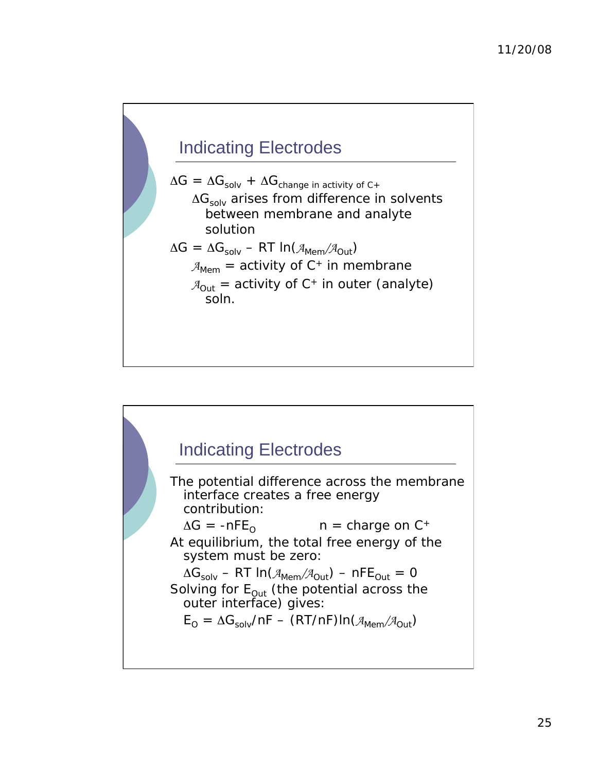## Indicating Electrodes

$\Delta G = \Delta G_{solv} + \Delta G_{\text{change in activity of } C+}$

$\Delta G_{solv}$ arises from difference in solvents between membrane and analyte solution

$\Delta G = \Delta G_{solv} - RT \ln(\mathcal{A}_{Mem}/\mathcal{A}_{Out})$

$\mathcal{A}_{Mem}$ = activity of $C^+$ in membrane

$\mathcal{A}_{Out}$ = activity of $C^+$ in outer (analyte) soln.

## Indicating Electrodes

The potential difference across the membrane interface creates a free energy contribution:

$\Delta G = -nFE_O$ n = charge on $C^+$

At equilibrium, the total free energy of the system must be zero:

$\Delta G_{solv} - RT \ln(\mathcal{A}_{Mem}/\mathcal{A}_{Out}) - nFE_{Out} = 0$

Solving for $E_{Out}$ (the potential across the outer interface) gives:

$E_O = \Delta G_{solv}/nF - (RT/nF)\ln(\mathcal{A}_{Mem}/\mathcal{A}_{Out})$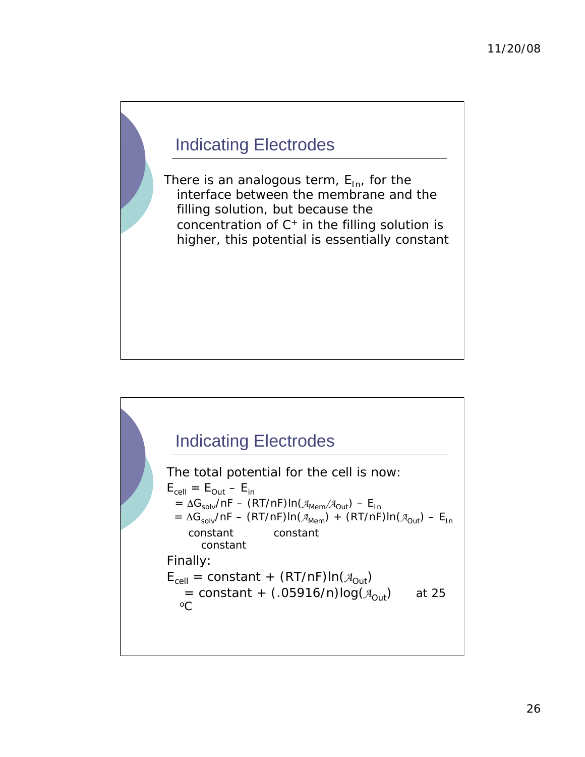## Indicating Electrodes

There is an analogous term, $E_{In}$, for the interface between the membrane and the filling solution, but because the concentration of $C^+$ in the filling solution is higher, this potential is essentially constant

## Indicating Electrodes

The total potential for the cell is now:

$E_{cell} = E_{Out} - E_{in}$

$= \Delta G_{solv}/nF - (RT/nF)\ln(\mathcal{A}_{Mem}/\mathcal{A}_{Out}) - E_{In}$

$= \Delta G_{solv}/nF - (RT/nF)\ln(\mathcal{A}_{Mem}) + (RT/nF)\ln(\mathcal{A}_{Out}) - E_{In}$

constant constant constant

Finally:

$E_{cell} = \text{constant} + (RT/nF)\ln(\mathcal{A}_{Out})$

$= \text{constant} + (.05916/n)\log(\mathcal{A}_{Out})$ at 25 ºC